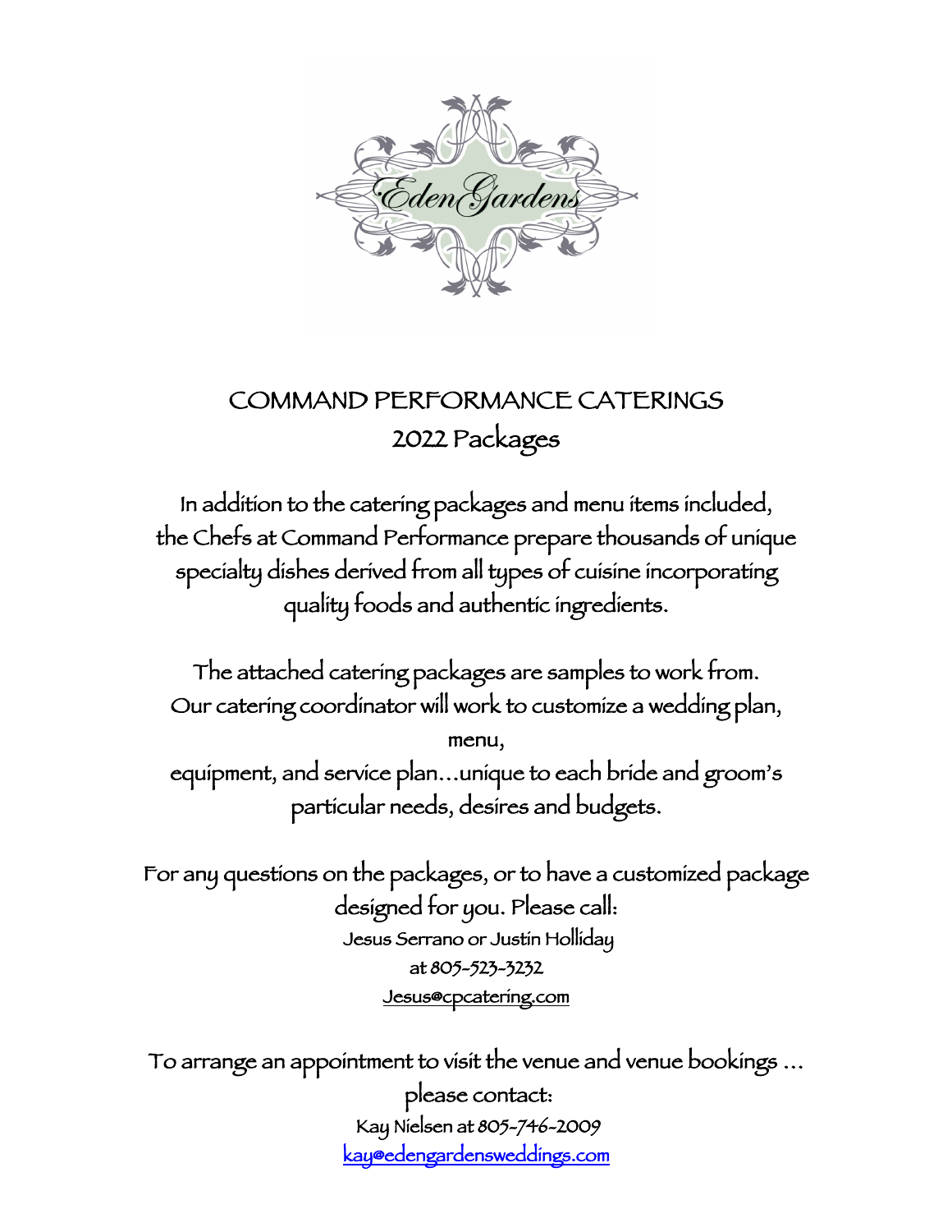Eden Gardens

# COMMAND PERFORMANCE CATERINGS
## 2022 Packages

In addition to the catering packages and menu items included, the Chefs at Command Performance prepare thousands of unique specialty dishes derived from all types of cuisine incorporating quality foods and authentic ingredients.

The attached catering packages are samples to work from. Our catering coordinator will work to customize a wedding plan, menu, equipment, and service plan…unique to each bride and groom's particular needs, desires and budgets.

For any questions on the packages, or to have a customized package designed for you. Please call:
Jesus Serrano or Justin Holliday
at 805-523-3232
Jesus@cpcatering.com

To arrange an appointment to visit the venue and venue bookings … please contact:
Kay Nielsen at 805-746-2009
kay@edengardensweddings.com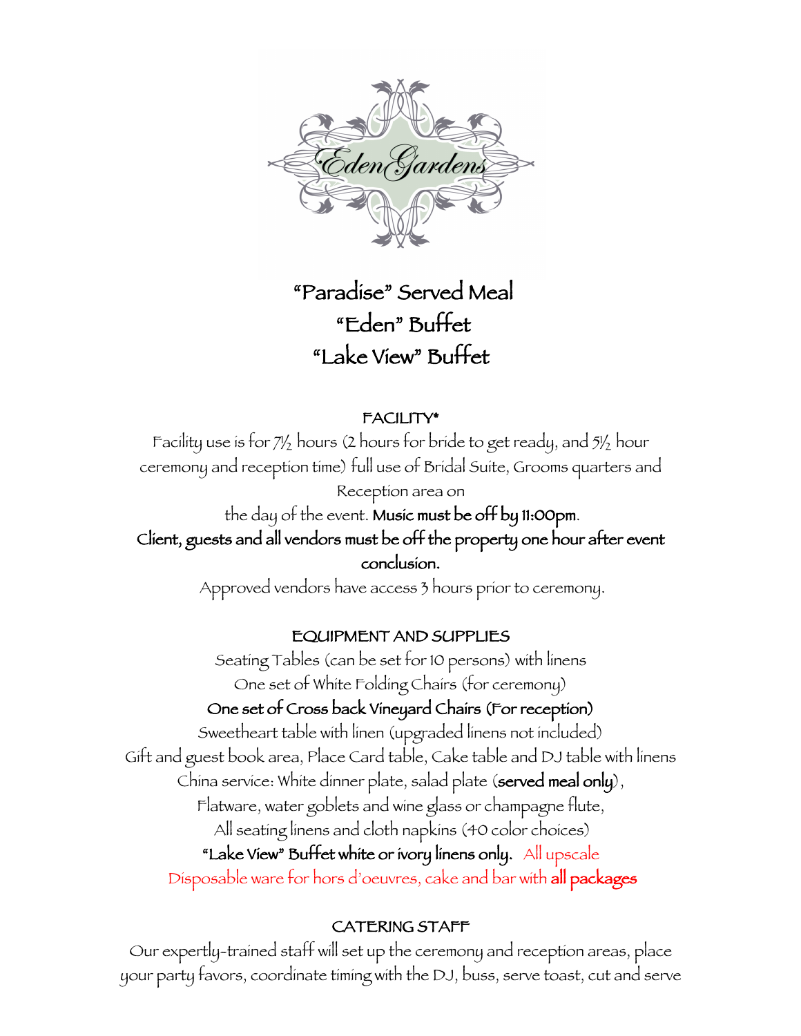# "Paradise" Served Meal
# "Eden" Buffet
# "Lake View" Buffet

## FACILITY*

Facility use is for 7½ hours (2 hours for bride to get ready, and 5½ hour ceremony and reception time) full use of Bridal Suite, Grooms quarters and Reception area on the day of the event. **Music must be off by 11:00pm.**

**Client, guests and all vendors must be off the property one hour after event conclusion.**

Approved vendors have access 3 hours prior to ceremony.

## EQUIPMENT AND SUPPLIES

Seating Tables (can be set for 10 persons) with linens

One set of White Folding Chairs (for ceremony)

**One set of Cross back Vineyard Chairs (For reception)**

Sweetheart table with linen (upgraded linens not included)

Gift and guest book area, Place Card table, Cake table and DJ table with linens

China service: White dinner plate, salad plate (**served meal only**),

Flatware, water goblets and wine glass or champagne flute,

All seating linens and cloth napkins (40 color choices)

**"Lake View" Buffet white or ivory linens only.** All upscale Disposable ware for hors d'oeuvres, cake and bar with **all packages**

## CATERING STAFF

Our expertly-trained staff will set up the ceremony and reception areas, place your party favors, coordinate timing with the DJ, buss, serve toast, cut and serve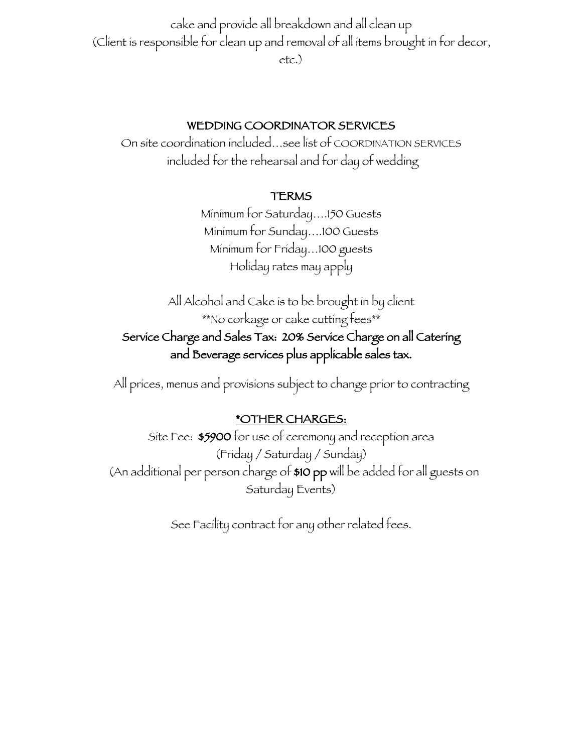cake and provide all breakdown and all clean up
(Client is responsible for clean up and removal of all items brought in for decor, etc.)

## WEDDING COORDINATOR SERVICES

On site coordination included…see list of COORDINATION SERVICES included for the rehearsal and for day of wedding

## TERMS

Minimum for Saturday….150 Guests
Minimum for Sunday….100 Guests
Minimum for Friday…100 guests
Holiday rates may apply

All Alcohol and Cake is to be brought in by client
**No corkage or cake cutting fees**

**Service Charge and Sales Tax: 20% Service Charge on all Catering and Beverage services plus applicable sales tax.**

All prices, menus and provisions subject to change prior to contracting

## *OTHER CHARGES:

Site Fee: **$5900** for use of ceremony and reception area
(Friday / Saturday / Sunday)
(An additional per person charge of **$10 pp** will be added for all guests on Saturday Events)

See Facility contract for any other related fees.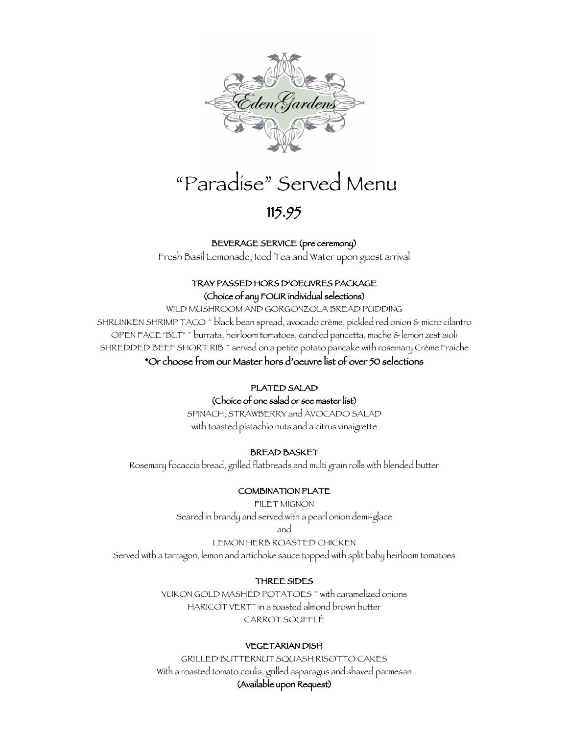EdenGardens

# "Paradise" Served Menu

## 115.95

**BEVERAGE SERVICE (pre ceremony)**

Fresh Basil Lemonade, Iced Tea and Water upon guest arrival

**TRAY PASSED HORS D'OEUVRES PACKAGE**

**(Choice of any FOUR individual selections)**

WILD MUSHROOM AND GORGONZOLA BREAD PUDDING

SHRUNKEN SHRIMP TACO ~ black bean spread, avocado crème, pickled red onion & micro cilantro

OPEN FACE "BLT" ~ burrata, heirloom tomatoes, candied pancetta, mache & lemon zest aioli

SHREDDED BEEF SHORT RIB ~ served on a petite potato pancake with rosemary Crème Fraiche

**\*Or choose from our Master hors d'oeuvre list of over 50 selections**

**PLATED SALAD**

**(Choice of one salad or see master list)**

SPINACH, STRAWBERRY and AVOCADO SALAD

with toasted pistachio nuts and a citrus vinaigrette

**BREAD BASKET**

Rosemary focaccia bread, grilled flatbreads and multi grain rolls with blended butter

**COMBINATION PLATE**

FILET MIGNON

Seared in brandy and served with a pearl onion demi-glace

and

LEMON HERB ROASTED CHICKEN

Served with a tarragon, lemon and artichoke sauce topped with split baby heirloom tomatoes

**THREE SIDES**

YUKON GOLD MASHED POTATOES ~ with caramelized onions

HARICOT VERT ~ in a toasted almond brown butter

CARROT SOUFFLÉ

**VEGETARIAN DISH**

GRILLED BUTTERNUT SQUASH RISOTTO CAKES

With a roasted tomato coulis, grilled asparagus and shaved parmesan

**(Available upon Request)**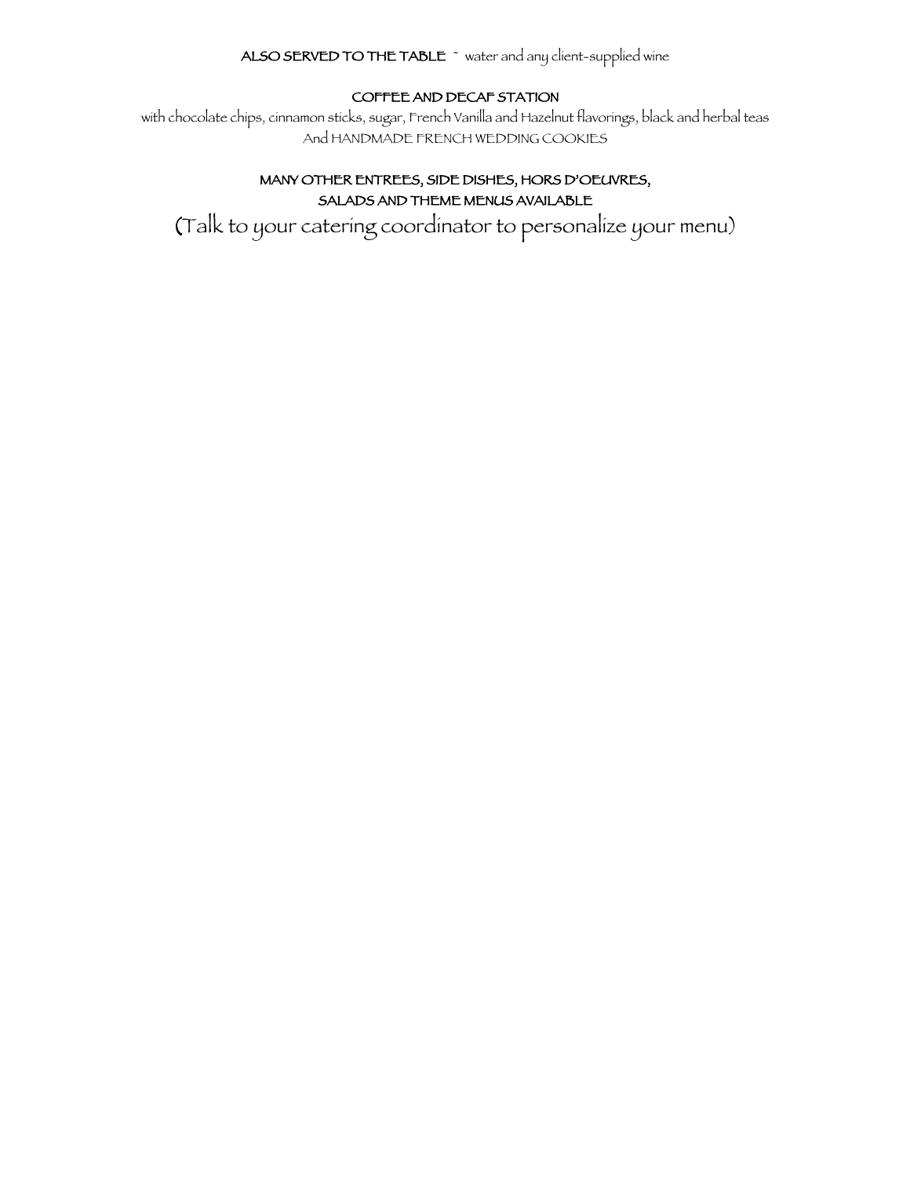**ALSO SERVED TO THE TABLE** ~ water and any client-supplied wine

**COFFEE AND DECAF STATION**

with chocolate chips, cinnamon sticks, sugar, French Vanilla and Hazelnut flavorings, black and herbal teas
And HANDMADE FRENCH WEDDING COOKIES

**MANY OTHER ENTREES, SIDE DISHES, HORS D'OEUVRES,**
**SALADS AND THEME MENUS AVAILABLE**

(Talk to your catering coordinator to personalize your menu)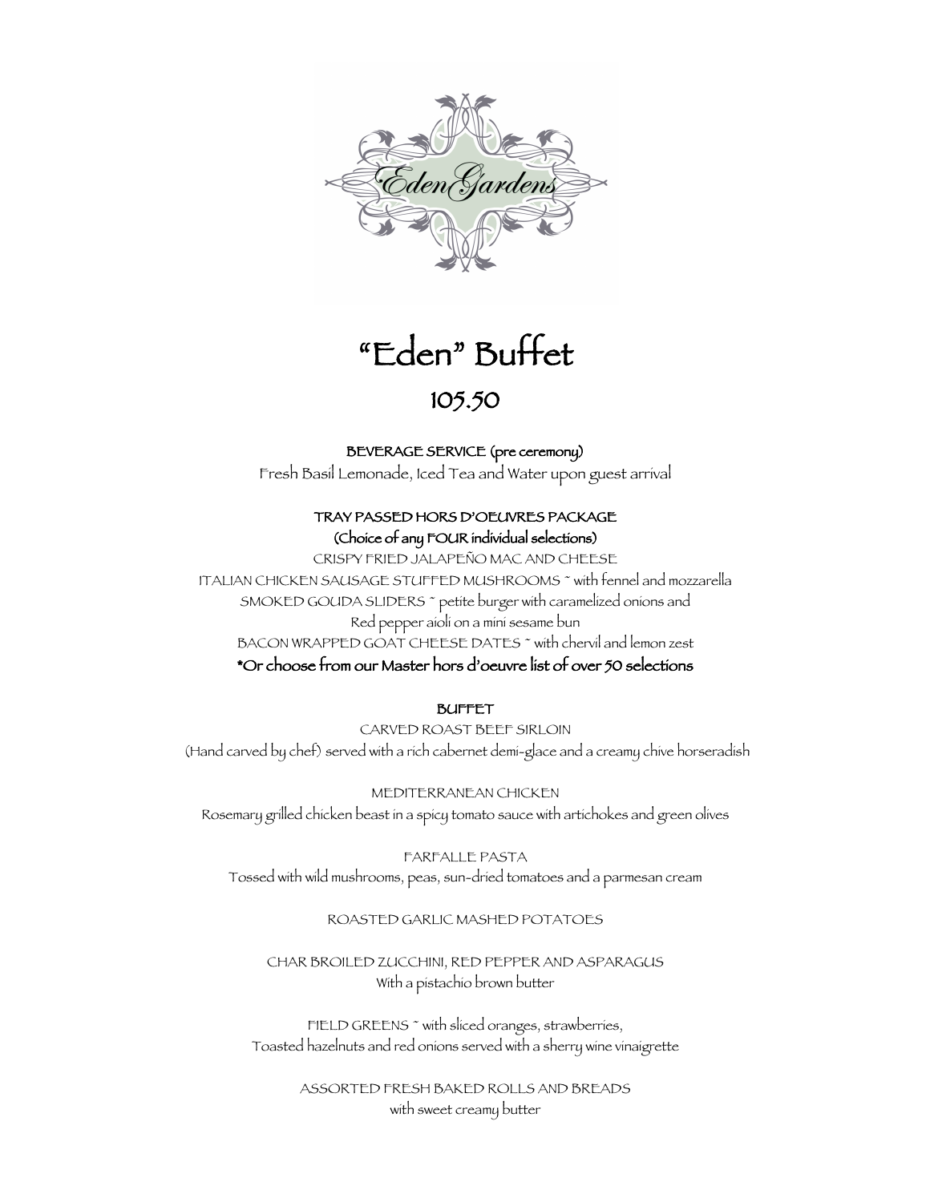# "Eden" Buffet

## 105.50

**BEVERAGE SERVICE (pre ceremony)**

Fresh Basil Lemonade, Iced Tea and Water upon guest arrival

**TRAY PASSED HORS D'OEUVRES PACKAGE**
**(Choice of any FOUR individual selections)**

CRISPY FRIED JALAPEÑO MAC AND CHEESE

ITALIAN CHICKEN SAUSAGE STUFFED MUSHROOMS ~ with fennel and mozzarella

SMOKED GOUDA SLIDERS ~ petite burger with caramelized onions and Red pepper aioli on a mini sesame bun

BACON WRAPPED GOAT CHEESE DATES ~ with chervil and lemon zest

**\*Or choose from our Master hors d'oeuvre list of over 50 selections**

**BUFFET**

CARVED ROAST BEEF SIRLOIN
(Hand carved by chef) served with a rich cabernet demi-glace and a creamy chive horseradish

MEDITERRANEAN CHICKEN
Rosemary grilled chicken beast in a spicy tomato sauce with artichokes and green olives

FARFALLE PASTA
Tossed with wild mushrooms, peas, sun-dried tomatoes and a parmesan cream

ROASTED GARLIC MASHED POTATOES

CHAR BROILED ZUCCHINI, RED PEPPER AND ASPARAGUS
With a pistachio brown butter

FIELD GREENS ~ with sliced oranges, strawberries, Toasted hazelnuts and red onions served with a sherry wine vinaigrette

ASSORTED FRESH BAKED ROLLS AND BREADS
with sweet creamy butter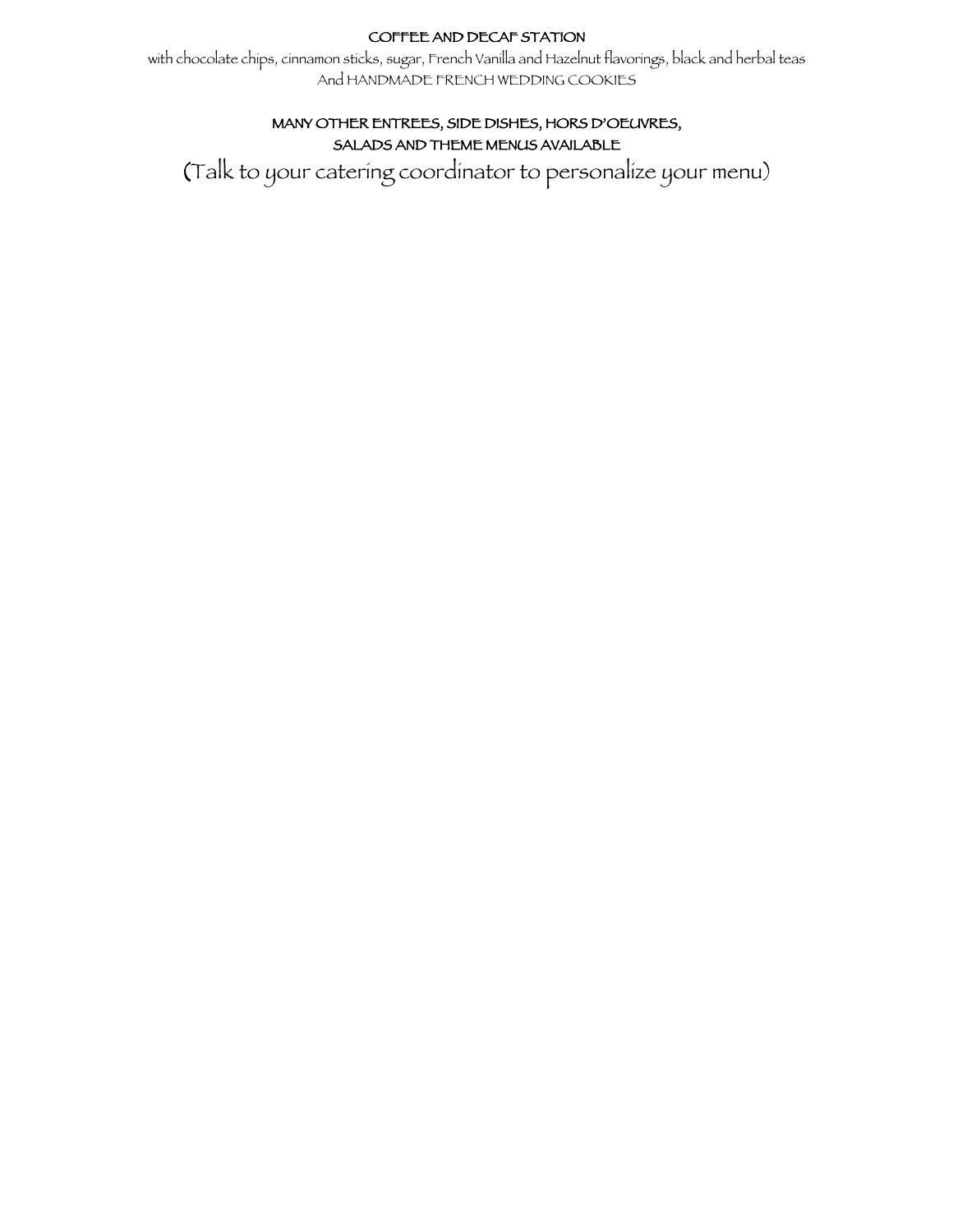**COFFEE AND DECAF STATION**

with chocolate chips, cinnamon sticks, sugar, French Vanilla and Hazelnut flavorings, black and herbal teas
And HANDMADE FRENCH WEDDING COOKIES

**MANY OTHER ENTREES, SIDE DISHES, HORS D'OEUVRES,
SALADS AND THEME MENUS AVAILABLE**

(Talk to your catering coordinator to personalize your menu)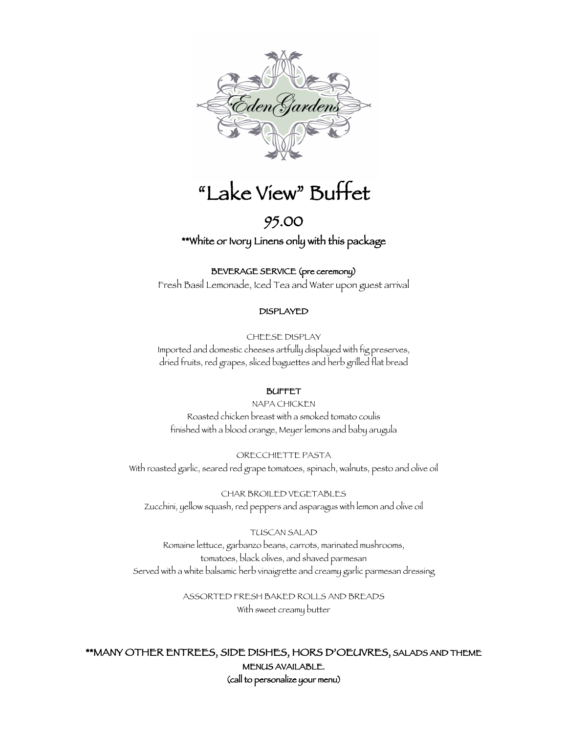EdenGardens

# "Lake View" Buffet

## 95.00

**White or Ivory Linens only with this package

### BEVERAGE SERVICE (pre ceremony)

Fresh Basil Lemonade, Iced Tea and Water upon guest arrival

### DISPLAYED

CHEESE DISPLAY
Imported and domestic cheeses artfully displayed with fig preserves, dried fruits, red grapes, sliced baguettes and herb grilled flat bread

### BUFFET

NAPA CHICKEN
Roasted chicken breast with a smoked tomato coulis finished with a blood orange, Meyer lemons and baby arugula

ORECCHIETTE PASTA
With roasted garlic, seared red grape tomatoes, spinach, walnuts, pesto and olive oil

CHAR BROILED VEGETABLES
Zucchini, yellow squash, red peppers and asparagus with lemon and olive oil

TUSCAN SALAD
Romaine lettuce, garbanzo beans, carrots, marinated mushrooms, tomatoes, black olives, and shaved parmesan
Served with a white balsamic herb vinaigrette and creamy garlic parmesan dressing

ASSORTED FRESH BAKED ROLLS AND BREADS
With sweet creamy butter

**MANY OTHER ENTREES, SIDE DISHES, HORS D'OEUVRES, SALADS AND THEME MENUS AVAILABLE.
(call to personalize your menu)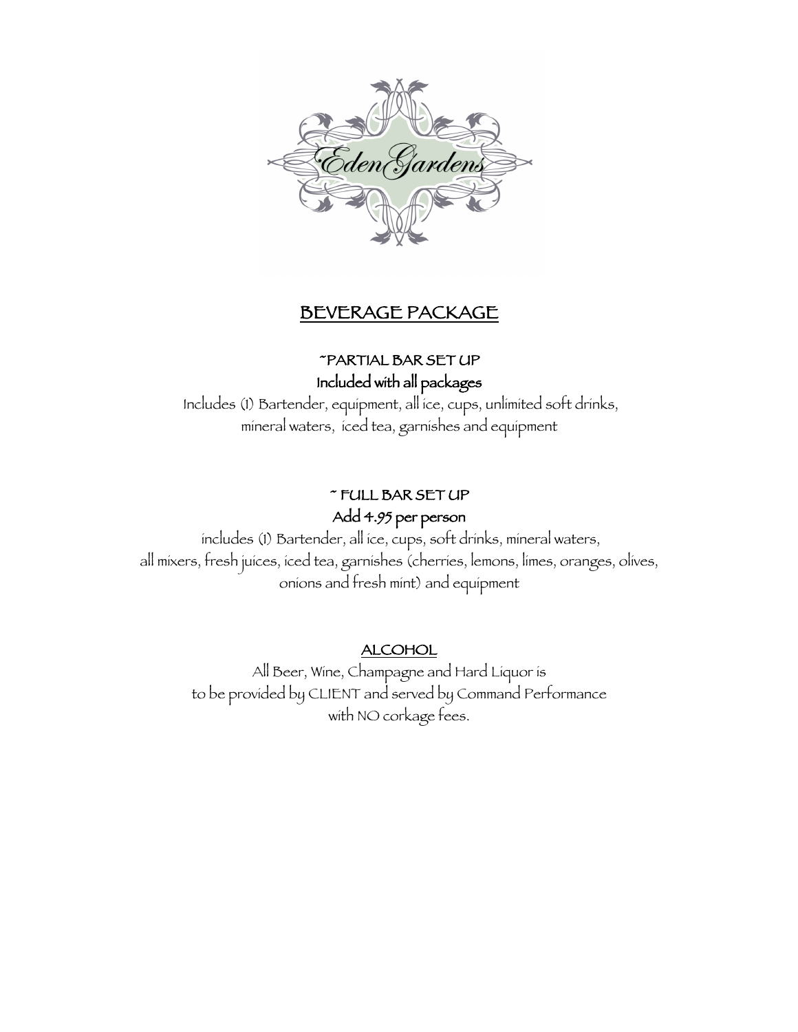EdenGardens

# BEVERAGE PACKAGE

### ~PARTIAL BAR SET UP

**Included with all packages**

Includes (1) Bartender, equipment, all ice, cups, unlimited soft drinks, mineral waters, iced tea, garnishes and equipment

### ~ FULL BAR SET UP

**Add 4.95 per person**

includes (1) Bartender, all ice, cups, soft drinks, mineral waters, all mixers, fresh juices, iced tea, garnishes (cherries, lemons, limes, oranges, olives, onions and fresh mint) and equipment

## ALCOHOL

All Beer, Wine, Champagne and Hard Liquor is to be provided by CLIENT and served by Command Performance with NO corkage fees.